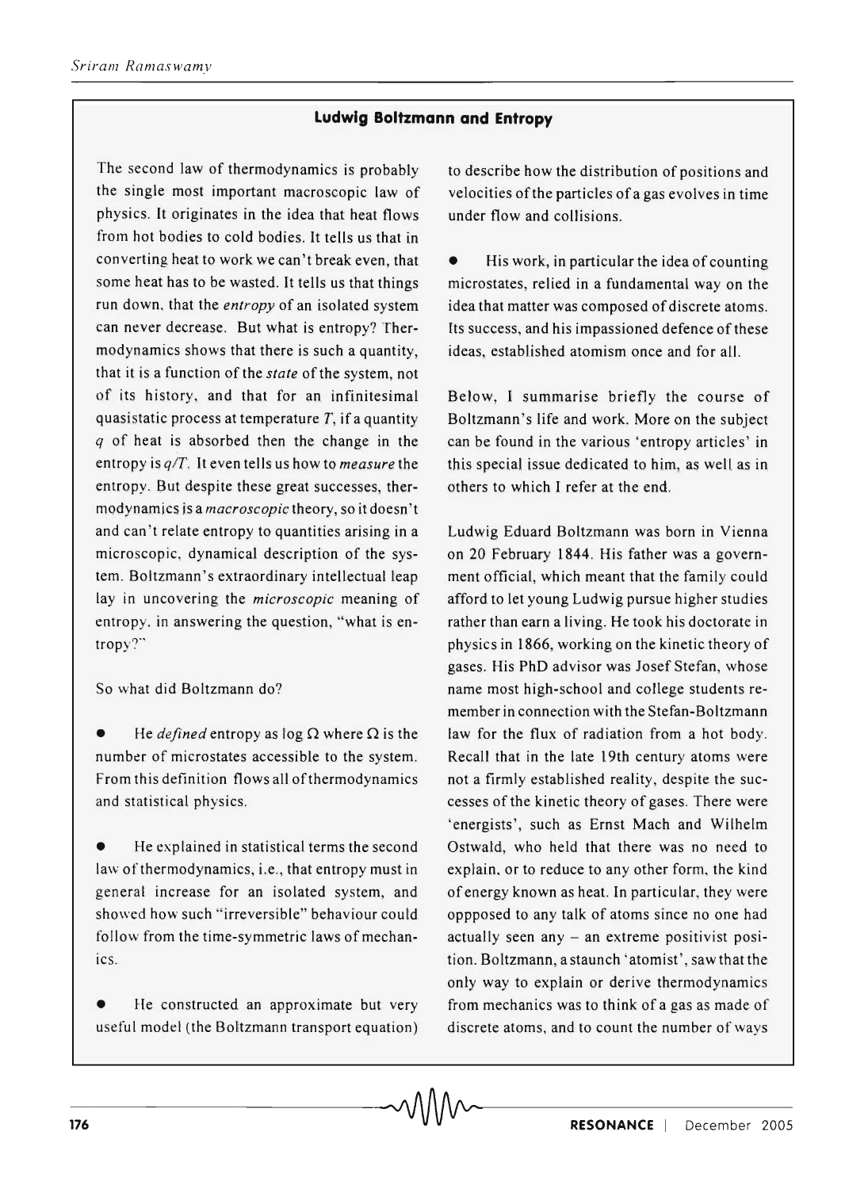## Ludwig Boltzmann and Entropy

The second law of thermodynamics is probably the single most important macroscopic law of physics. It originates in the idea that heat flows from hot bodies to cold bodies. It tells us that in converting heat to work we can't break even, that some heat has to be wasted. It tells us that things run down, that the *entropy* of an isolated system can never decrease. But what is entropy? Thermodynamics shows that there is such a quantity, that it is a function of the *state* of the system, not of its history, and that for an infinitesimal quasistatic process at temperature $T$, if a quantity $q$ of heat is absorbed then the change in the entropy is $q/T$. It even tells us how to *measure* the entropy. But despite these great successes, thermodynamics is a *macroscopic* theory, so it doesn't and can't relate entropy to quantities arising in a microscopic, dynamical description of the system. Boltzmann's extraordinary intellectual leap lay in uncovering the *microscopic* meaning of entropy, in answering the question, "what is entropy?"

So what did Boltzmann do?

- He *defined* entropy as $\log \Omega$ where $\Omega$ is the number of microstates accessible to the system. From this definition flows all of thermodynamics and statistical physics.

- He explained in statistical terms the second law of thermodynamics, i.e., that entropy must in general increase for an isolated system, and showed how such "irreversible" behaviour could follow from the time-symmetric laws of mechanics.

- He constructed an approximate but very useful model (the Boltzmann transport equation) to describe how the distribution of positions and velocities of the particles of a gas evolves in time under flow and collisions.

- His work, in particular the idea of counting microstates, relied in a fundamental way on the idea that matter was composed of discrete atoms. Its success, and his impassioned defence of these ideas, established atomism once and for all.

Below, I summarise briefly the course of Boltzmann's life and work. More on the subject can be found in the various 'entropy articles' in this special issue dedicated to him, as well as in others to which I refer at the end.

Ludwig Eduard Boltzmann was born in Vienna on 20 February 1844. His father was a government official, which meant that the family could afford to let young Ludwig pursue higher studies rather than earn a living. He took his doctorate in physics in 1866, working on the kinetic theory of gases. His PhD advisor was Josef Stefan, whose name most high-school and college students remember in connection with the Stefan-Boltzmann law for the flux of radiation from a hot body. Recall that in the late 19th century atoms were not a firmly established reality, despite the successes of the kinetic theory of gases. There were 'energists', such as Ernst Mach and Wilhelm Ostwald, who held that there was no need to explain, or to reduce to any other form, the kind of energy known as heat. In particular, they were oppposed to any talk of atoms since no one had actually seen any – an extreme positivist position. Boltzmann, a staunch 'atomist', saw that the only way to explain or derive thermodynamics from mechanics was to think of a gas as made of discrete atoms, and to count the number of ways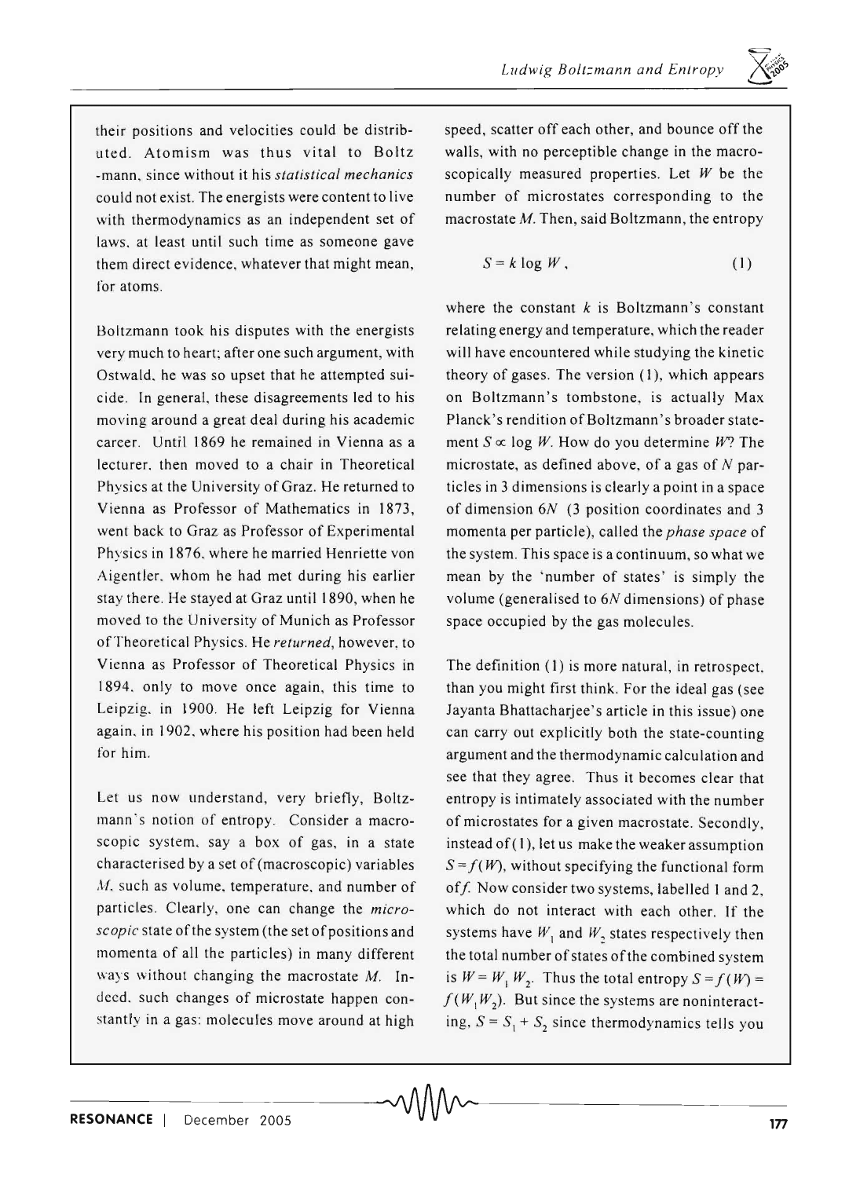their positions and velocities could be distributed. Atomism was thus vital to Boltzmann, since without it his *statistical mechanics* could not exist. The energists were content to live with thermodynamics as an independent set of laws, at least until such time as someone gave them direct evidence, whatever that might mean, for atoms.

Boltzmann took his disputes with the energists very much to heart; after one such argument, with Ostwald, he was so upset that he attempted suicide. In general, these disagreements led to his moving around a great deal during his academic career. Until 1869 he remained in Vienna as a lecturer, then moved to a chair in Theoretical Physics at the University of Graz. He returned to Vienna as Professor of Mathematics in 1873, went back to Graz as Professor of Experimental Physics in 1876, where he married Henriette von Aigentler, whom he had met during his earlier stay there. He stayed at Graz until 1890, when he moved to the University of Munich as Professor of Theoretical Physics. He *returned*, however, to Vienna as Professor of Theoretical Physics in 1894, only to move once again, this time to Leipzig, in 1900. He left Leipzig for Vienna again, in 1902, where his position had been held for him.

Let us now understand, very briefly, Boltzmann's notion of entropy. Consider a macroscopic system, say a box of gas, in a state characterised by a set of (macroscopic) variables $M$, such as volume, temperature, and number of particles. Clearly, one can change the *microscopic* state of the system (the set of positions and momenta of all the particles) in many different ways without changing the macrostate $M$. Indeed, such changes of microstate happen constantly in a gas: molecules move around at high speed, scatter off each other, and bounce off the walls, with no perceptible change in the macroscopically measured properties. Let $W$ be the number of microstates corresponding to the macrostate $M$. Then, said Boltzmann, the entropy

$$S = k \log W, \tag{1}$$

where the constant $k$ is Boltzmann's constant relating energy and temperature, which the reader will have encountered while studying the kinetic theory of gases. The version (1), which appears on Boltzmann's tombstone, is actually Max Planck's rendition of Boltzmann's broader statement $S \propto \log W$. How do you determine $W$? The microstate, as defined above, of a gas of $N$ particles in 3 dimensions is clearly a point in a space of dimension $6N$ (3 position coordinates and 3 momenta per particle), called the *phase space* of the system. This space is a continuum, so what we mean by the 'number of states' is simply the volume (generalised to $6N$ dimensions) of phase space occupied by the gas molecules.

The definition (1) is more natural, in retrospect, than you might first think. For the ideal gas (see Jayanta Bhattacharjee's article in this issue) one can carry out explicitly both the state-counting argument and the thermodynamic calculation and see that they agree. Thus it becomes clear that entropy is intimately associated with the number of microstates for a given macrostate. Secondly, instead of (1), let us make the weaker assumption $S = f(W)$, without specifying the functional form of $f$. Now consider two systems, labelled 1 and 2, which do not interact with each other. If the systems have $W_1$ and $W_2$ states respectively then the total number of states of the combined system is $W = W_1 W_2$. Thus the total entropy $S = f(W) = f(W_1 W_2)$. But since the systems are noninteracting, $S = S_1 + S_2$ since thermodynamics tells you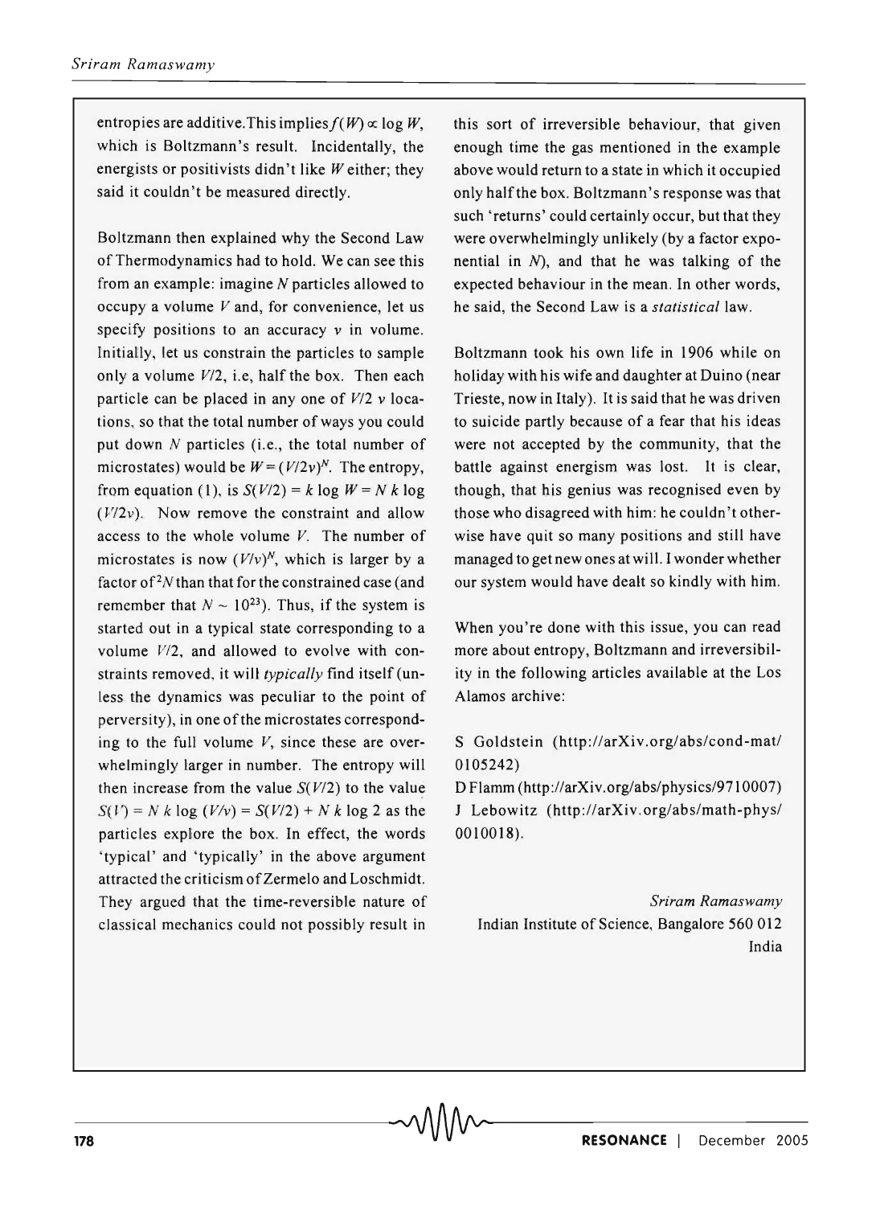entropies are additive. This implies $f(W) \propto \log W$, which is Boltzmann's result. Incidentally, the energists or positivists didn't like $W$ either; they said it couldn't be measured directly.

Boltzmann then explained why the Second Law of Thermodynamics had to hold. We can see this from an example: imagine $N$ particles allowed to occupy a volume $V$ and, for convenience, let us specify positions to an accuracy $v$ in volume. Initially, let us constrain the particles to sample only a volume $V/2$, i.e, half the box. Then each particle can be placed in any one of $V/2\ v$ locations, so that the total number of ways you could put down $N$ particles (i.e., the total number of microstates) would be $W = (V/2v)^N$. The entropy, from equation (1), is $S(V/2) = k \log W = N\, k \log (V/2v)$. Now remove the constraint and allow access to the whole volume $V$. The number of microstates is now $(V/v)^N$, which is larger by a factor of $^2N$ than that for the constrained case (and remember that $N \sim 10^{23}$). Thus, if the system is started out in a typical state corresponding to a volume $V/2$, and allowed to evolve with constraints removed, it will *typically* find itself (unless the dynamics was peculiar to the point of perversity), in one of the microstates corresponding to the full volume $V$, since these are overwhelmingly larger in number. The entropy will then increase from the value $S(V/2)$ to the value $S(V) = N\, k \log (V/v) = S(V/2) + N\, k \log 2$ as the particles explore the box. In effect, the words 'typical' and 'typically' in the above argument attracted the criticism of Zermelo and Loschmidt. They argued that the time-reversible nature of classical mechanics could not possibly result in this sort of irreversible behaviour, that given enough time the gas mentioned in the example above would return to a state in which it occupied only half the box. Boltzmann's response was that such 'returns' could certainly occur, but that they were overwhelmingly unlikely (by a factor exponential in $N$), and that he was talking of the expected behaviour in the mean. In other words, he said, the Second Law is a *statistical* law.

Boltzmann took his own life in 1906 while on holiday with his wife and daughter at Duino (near Trieste, now in Italy). It is said that he was driven to suicide partly because of a fear that his ideas were not accepted by the community, that the battle against energism was lost. It is clear, though, that his genius was recognised even by those who disagreed with him: he couldn't otherwise have quit so many positions and still have managed to get new ones at will. I wonder whether our system would have dealt so kindly with him.

When you're done with this issue, you can read more about entropy, Boltzmann and irreversibility in the following articles available at the Los Alamos archive:

S Goldstein (http://arXiv.org/abs/cond-mat/0105242)
D Flamm (http://arXiv.org/abs/physics/9710007)
J Lebowitz (http://arXiv.org/abs/math-phys/0010018).

*Sriram Ramaswamy*
Indian Institute of Science, Bangalore 560 012
India